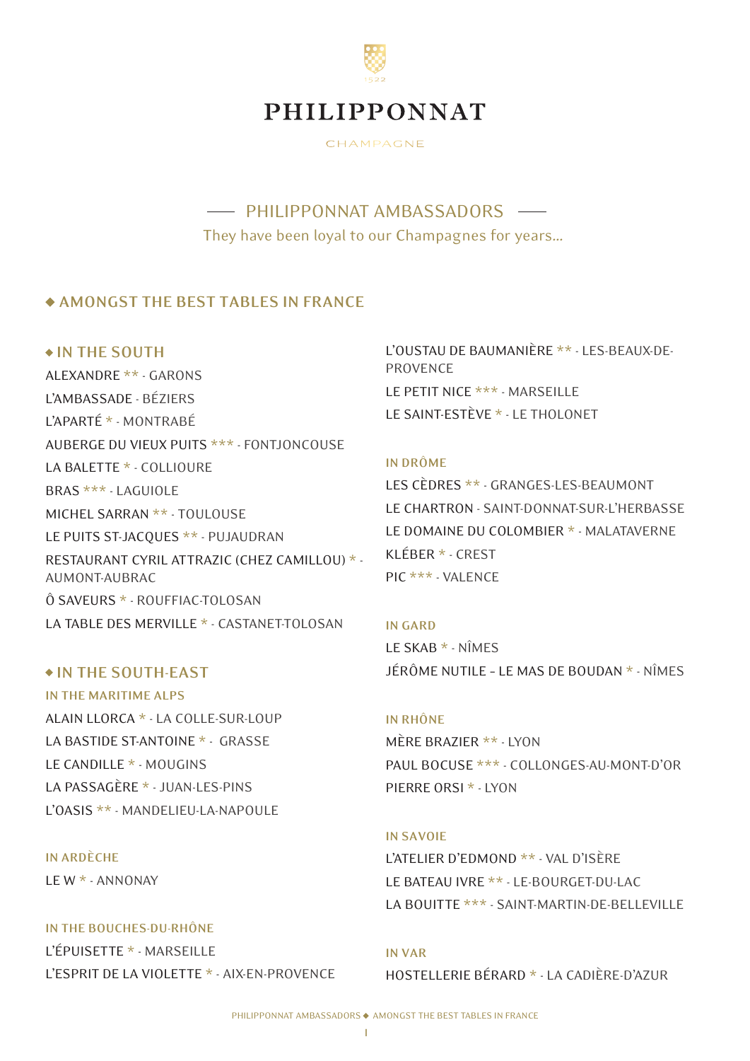# PHILIPPONNAT

CHAMPAGNE

## PHILIPPONNAT AMBASSADORS

They have been loyal to our Champagnes for years...

## ◆ AMONGST THE BEST TABLES IN FRANCE

### ◆ IN THE SOUTH

ALEXANDRE ** - GARONS

L'AMBASSADE - BÉZIERS

L'APARTÉ * - MONTRABÉ

AUBERGE DU VIEUX PUITS *** - FONTJONCOUSE

LA BALETTE * - COLLIOURE

BRAS *** - LAGUIOLE

MICHEL SARRAN ** - TOULOUSE

LE PUITS ST-JACQUES ** - PUJAUDRAN

RESTAURANT CYRIL ATTRAZIC (CHEZ CAMILLOU) * - AUMONT-AUBRAC

Ô SAVEURS * - ROUFFIAC-TOLOSAN

LA TABLE DES MERVILLE * - CASTANET-TOLOSAN

### ◆ IN THE SOUTH-EAST

#### IN THE MARITIME ALPS

ALAIN LLORCA * - LA COLLE-SUR-LOUP

LA BASTIDE ST-ANTOINE * - GRASSE

LE CANDILLE * - MOUGINS

LA PASSAGÈRE * - JUAN-LES-PINS

L'OASIS ** - MANDELIEU-LA-NAPOULE

#### IN ARDÈCHE

LE W * - ANNONAY

#### IN THE BOUCHES-DU-RHÔNE

L'ÉPUISETTE * - MARSEILLE

L'ESPRIT DE LA VIOLETTE * - AIX-EN-PROVENCE

L'OUSTAU DE BAUMANIÈRE ** - LES-BEAUX-DE-PROVENCE

LE PETIT NICE *** - MARSEILLE

LE SAINT-ESTÈVE * - LE THOLONET

#### IN DRÔME

LES CÈDRES ** - GRANGES-LES-BEAUMONT

LE CHARTRON - SAINT-DONNAT-SUR-L'HERBASSE

LE DOMAINE DU COLOMBIER * - MALATAVERNE

KLÉBER * - CREST

PIC *** - VALENCE

#### IN GARD

LE SKAB * - NÎMES

JÉRÔME NUTILE – LE MAS DE BOUDAN * - NÎMES

#### IN RHÔNE

MÈRE BRAZIER ** - LYON

PAUL BOCUSE *** - COLLONGES-AU-MONT-D'OR

PIERRE ORSI * - LYON

#### IN SAVOIE

L'ATELIER D'EDMOND ** - VAL D'ISÈRE

LE BATEAU IVRE ** - LE-BOURGET-DU-LAC

LA BOUITTE *** - SAINT-MARTIN-DE-BELLEVILLE

#### IN VAR

HOSTELLERIE BÉRARD * - LA CADIÈRE-D'AZUR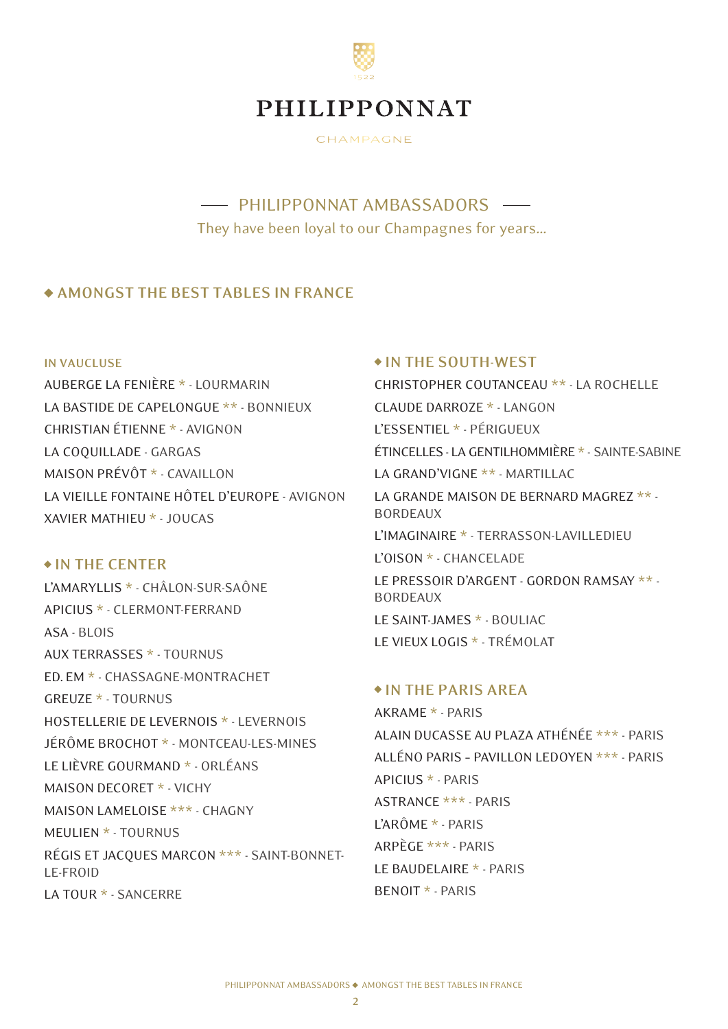# PHILIPPONNAT

CHAMPAGNE

## PHILIPPONNAT AMBASSADORS

They have been loyal to our Champagnes for years...

## ◆ AMONGST THE BEST TABLES IN FRANCE

### IN VAUCLUSE

AUBERGE LA FENIÈRE * - LOURMARIN
LA BASTIDE DE CAPELONGUE ** - BONNIEUX
CHRISTIAN ÉTIENNE * - AVIGNON
LA COQUILLADE - GARGAS
MAISON PRÉVÔT * - CAVAILLON
LA VIEILLE FONTAINE HÔTEL D'EUROPE - AVIGNON
XAVIER MATHIEU * - JOUCAS

### ◆ IN THE CENTER

L'AMARYLLIS * - CHÂLON-SUR-SAÔNE
APICIUS * - CLERMONT-FERRAND
ASA - BLOIS
AUX TERRASSES * - TOURNUS
ED. EM * - CHASSAGNE-MONTRACHET
GREUZE * - TOURNUS
HOSTELLERIE DE LEVERNOIS * - LEVERNOIS
JÉRÔME BROCHOT * - MONTCEAU-LES-MINES
LE LIÈVRE GOURMAND * - ORLÉANS
MAISON DECORET * - VICHY
MAISON LAMELOISE *** - CHAGNY
MEULIEN * - TOURNUS
RÉGIS ET JACQUES MARCON *** - SAINT-BONNET-LE-FROID
LA TOUR * - SANCERRE

### ◆ IN THE SOUTH-WEST

CHRISTOPHER COUTANCEAU ** - LA ROCHELLE
CLAUDE DARROZE * - LANGON
L'ESSENTIEL * - PÉRIGUEUX
ÉTINCELLES - LA GENTILHOMMIÈRE * - SAINTE-SABINE
LA GRAND'VIGNE ** - MARTILLAC
LA GRANDE MAISON DE BERNARD MAGREZ ** - BORDEAUX
L'IMAGINAIRE * - TERRASSON-LAVILLEDIEU
L'OISON * - CHANCELADE
LE PRESSOIR D'ARGENT - GORDON RAMSAY ** - BORDEAUX
LE SAINT-JAMES * - BOULIAC
LE VIEUX LOGIS * - TRÉMOLAT

### ◆ IN THE PARIS AREA

AKRAME * - PARIS
ALAIN DUCASSE AU PLAZA ATHÉNÉE *** - PARIS
ALLÉNO PARIS – PAVILLON LEDOYEN *** - PARIS
APICIUS * - PARIS
ASTRANCE *** - PARIS
L'ARÔME * - PARIS
ARPÈGE *** - PARIS
LE BAUDELAIRE * - PARIS
BENOIT * - PARIS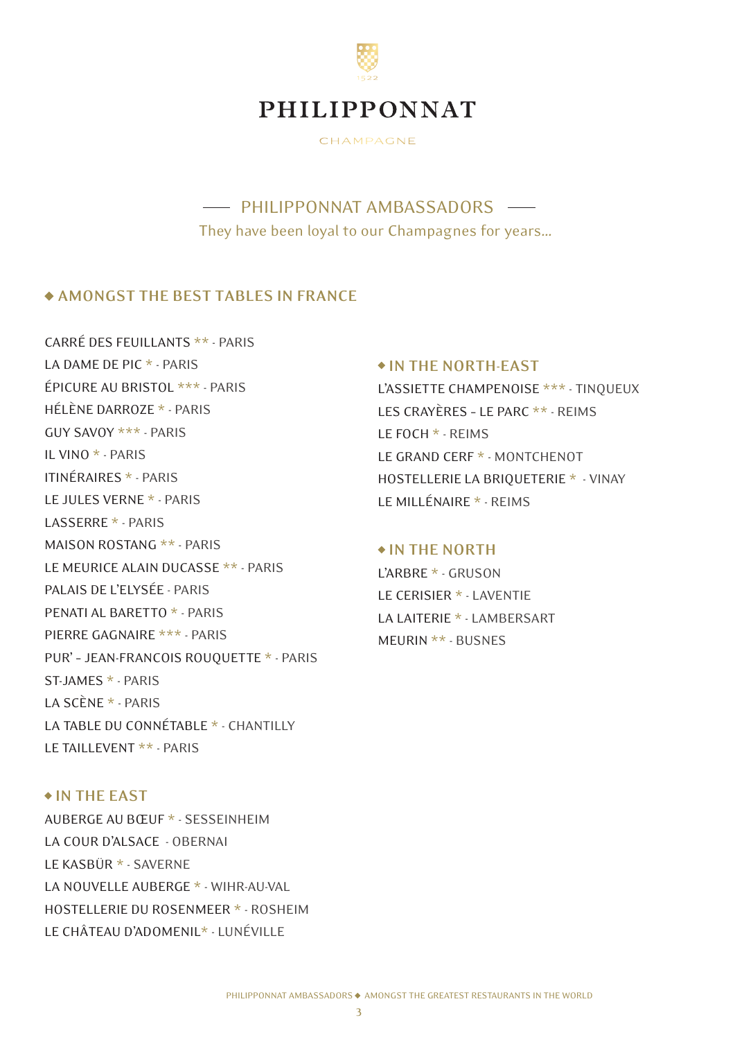# PHILIPPONNAT

CHAMPAGNE

## PHILIPPONNAT AMBASSADORS

They have been loyal to our Champagnes for years...

### ◆ AMONGST THE BEST TABLES IN FRANCE

CARRÉ DES FEUILLANTS ** - PARIS
LA DAME DE PIC * - PARIS
ÉPICURE AU BRISTOL *** - PARIS
HÉLÈNE DARROZE * - PARIS
GUY SAVOY *** - PARIS
IL VINO * - PARIS
ITINÉRAIRES * - PARIS
LE JULES VERNE * - PARIS
LASSERRE * - PARIS
MAISON ROSTANG ** - PARIS
LE MEURICE ALAIN DUCASSE ** - PARIS
PALAIS DE L'ELYSÉE - PARIS
PENATI AL BARETTO * - PARIS
PIERRE GAGNAIRE *** - PARIS
PUR' – JEAN-FRANCOIS ROUQUETTE * - PARIS
ST-JAMES * - PARIS
LA SCÈNE * - PARIS
LA TABLE DU CONNÉTABLE * - CHANTILLY
LE TAILLEVENT ** - PARIS

### ◆ IN THE EAST

AUBERGE AU BŒUF * - SESSEINHEIM
LA COUR D'ALSACE - OBERNAI
LE KASBÜR * - SAVERNE
LA NOUVELLE AUBERGE * - WIHR-AU-VAL
HOSTELLERIE DU ROSENMEER * - ROSHEIM
LE CHÂTEAU D'ADOMENIL* - LUNÉVILLE

### ◆ IN THE NORTH-EAST

L'ASSIETTE CHAMPENOISE *** - TINQUEUX
LES CRAYÈRES – LE PARC ** - REIMS
LE FOCH * - REIMS
LE GRAND CERF * - MONTCHENOT
HOSTELLERIE LA BRIQUETERIE * - VINAY
LE MILLÉNAIRE * - REIMS

### ◆ IN THE NORTH

L'ARBRE * - GRUSON
LE CERISIER * - LAVENTIE
LA LAITERIE * - LAMBERSART
MEURIN ** - BUSNES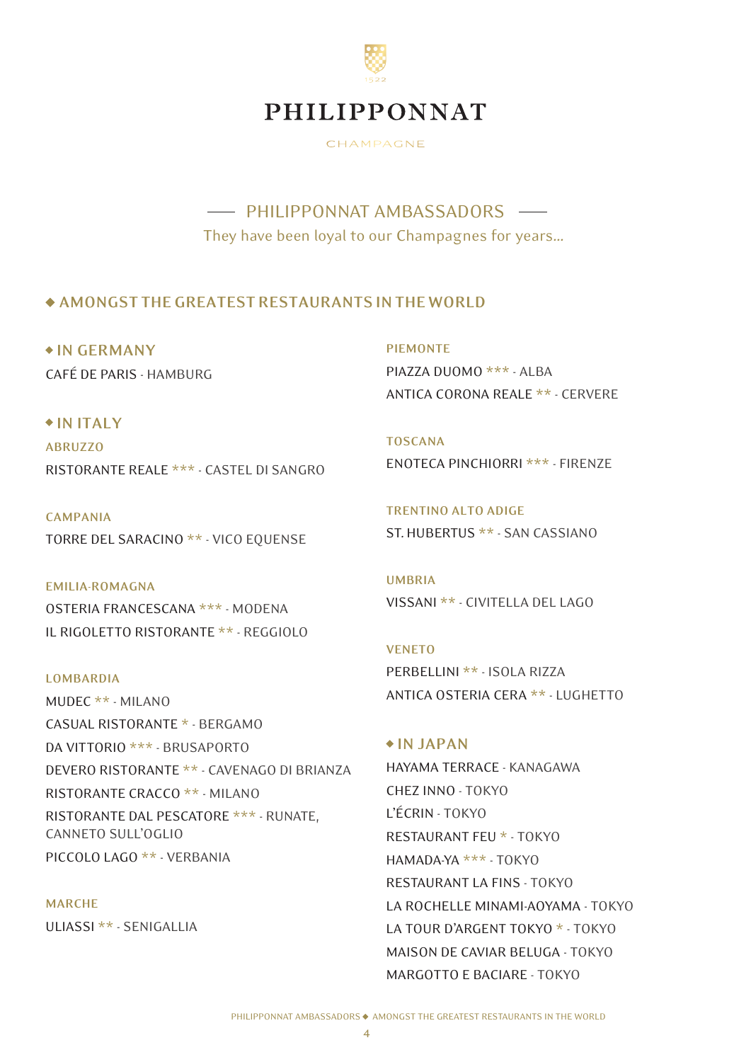# PHILIPPONNAT

CHAMPAGNE

## PHILIPPONNAT AMBASSADORS

They have been loyal to our Champagnes for years...

## ◆ AMONGST THE GREATEST RESTAURANTS IN THE WORLD

### ◆ IN GERMANY

CAFÉ DE PARIS - HAMBURG

### ◆ IN ITALY

#### ABRUZZO

RISTORANTE REALE *** - CASTEL DI SANGRO

#### CAMPANIA

TORRE DEL SARACINO ** - VICO EQUENSE

#### EMILIA-ROMAGNA

OSTERIA FRANCESCANA *** - MODENA

IL RIGOLETTO RISTORANTE ** - REGGIOLO

#### LOMBARDIA

MUDEC ** - MILANO

CASUAL RISTORANTE * - BERGAMO

DA VITTORIO *** - BRUSAPORTO

DEVERO RISTORANTE ** - CAVENAGO DI BRIANZA

RISTORANTE CRACCO ** - MILANO

RISTORANTE DAL PESCATORE *** - RUNATE, CANNETO SULL'OGLIO

PICCOLO LAGO ** - VERBANIA

#### MARCHE

ULIASSI ** - SENIGALLIA

#### PIEMONTE

PIAZZA DUOMO *** - ALBA

ANTICA CORONA REALE ** - CERVERE

#### TOSCANA

ENOTECA PINCHIORRI *** - FIRENZE

#### TRENTINO ALTO ADIGE

ST. HUBERTUS ** - SAN CASSIANO

#### UMBRIA

VISSANI ** - CIVITELLA DEL LAGO

#### VENETO

PERBELLINI ** - ISOLA RIZZA

ANTICA OSTERIA CERA ** - LUGHETTO

### ◆ IN JAPAN

HAYAMA TERRACE - KANAGAWA

CHEZ INNO - TOKYO

L'ÉCRIN - TOKYO

RESTAURANT FEU * - TOKYO

HAMADA-YA *** - TOKYO

RESTAURANT LA FINS - TOKYO

LA ROCHELLE MINAMI-AOYAMA - TOKYO

LA TOUR D'ARGENT TOKYO * - TOKYO

MAISON DE CAVIAR BELUGA - TOKYO

MARGOTTO E BACIARE - TOKYO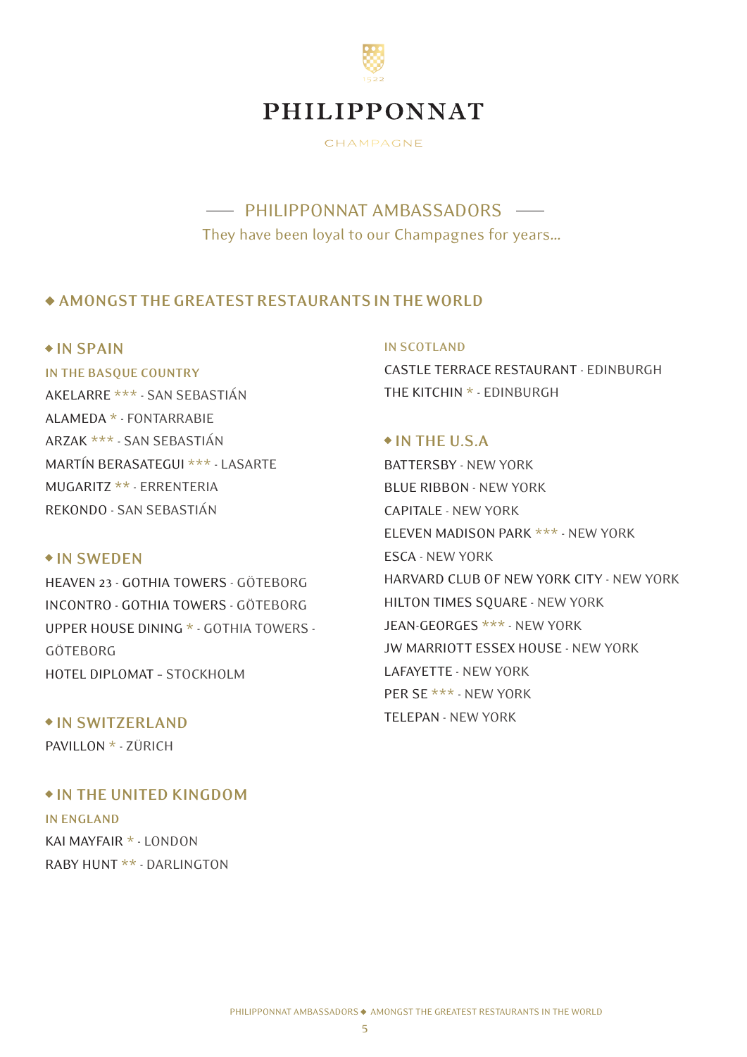# PHILIPPONNAT

CHAMPAGNE

## PHILIPPONNAT AMBASSADORS

They have been loyal to our Champagnes for years...

## ◆ AMONGST THE GREATEST RESTAURANTS IN THE WORLD

### ◆ IN SPAIN

#### IN THE BASQUE COUNTRY

AKELARRE *** - SAN SEBASTIÁN
ALAMEDA * - FONTARRABIE
ARZAK *** - SAN SEBASTIÁN
MARTÍN BERASATEGUI *** - LASARTE
MUGARITZ ** - ERRENTERIA
REKONDO - SAN SEBASTIÁN

### ◆ IN SWEDEN

HEAVEN 23 - GOTHIA TOWERS - GÖTEBORG
INCONTRO - GOTHIA TOWERS - GÖTEBORG
UPPER HOUSE DINING * - GOTHIA TOWERS - GÖTEBORG
HOTEL DIPLOMAT – STOCKHOLM

### ◆ IN SWITZERLAND

PAVILLON * - ZÜRICH

### ◆ IN THE UNITED KINGDOM

#### IN ENGLAND

KAI MAYFAIR * - LONDON
RABY HUNT ** - DARLINGTON

#### IN SCOTLAND

CASTLE TERRACE RESTAURANT - EDINBURGH
THE KITCHIN * - EDINBURGH

### ◆ IN THE U.S.A

BATTERSBY - NEW YORK
BLUE RIBBON - NEW YORK
CAPITALE - NEW YORK
ELEVEN MADISON PARK *** - NEW YORK
ESCA - NEW YORK
HARVARD CLUB OF NEW YORK CITY - NEW YORK
HILTON TIMES SQUARE - NEW YORK
JEAN-GEORGES *** - NEW YORK
JW MARRIOTT ESSEX HOUSE - NEW YORK
LAFAYETTE - NEW YORK
PER SE *** - NEW YORK
TELEPAN - NEW YORK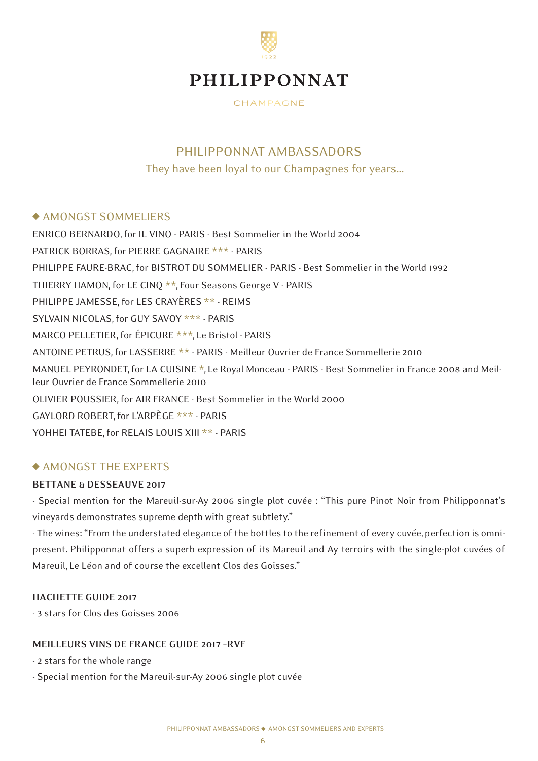# PHILIPPONNAT

CHAMPAGNE

## PHILIPPONNAT AMBASSADORS

They have been loyal to our Champagnes for years...

### ◆ AMONGST SOMMELIERS

ENRICO BERNARDO, for IL VINO - PARIS - Best Sommelier in the World 2004

PATRICK BORRAS, for PIERRE GAGNAIRE *** - PARIS

PHILIPPE FAURE-BRAC, for BISTROT DU SOMMELIER - PARIS - Best Sommelier in the World 1992

THIERRY HAMON, for LE CINQ **, Four Seasons George V - PARIS

PHILIPPE JAMESSE, for LES CRAYÈRES ** - REIMS

SYLVAIN NICOLAS, for GUY SAVOY *** - PARIS

MARCO PELLETIER, for ÉPICURE ***, Le Bristol - PARIS

ANTOINE PETRUS, for LASSERRE ** - PARIS - Meilleur Ouvrier de France Sommellerie 2010

MANUEL PEYRONDET, for LA CUISINE *, Le Royal Monceau - PARIS - Best Sommelier in France 2008 and Meilleur Ouvrier de France Sommellerie 2010

OLIVIER POUSSIER, for AIR FRANCE - Best Sommelier in the World 2000

GAYLORD ROBERT, for L'ARPÈGE *** - PARIS

YOHHEI TATEBE, for RELAIS LOUIS XIII ** - PARIS

### ◆ AMONGST THE EXPERTS

**BETTANE & DESSEAUVE 2017**

- Special mention for the Mareuil-sur-Ay 2006 single plot cuvée : "This pure Pinot Noir from Philipponnat's vineyards demonstrates supreme depth with great subtlety."
- The wines: "From the understated elegance of the bottles to the refinement of every cuvée, perfection is omnipresent. Philipponnat offers a superb expression of its Mareuil and Ay terroirs with the single-plot cuvées of Mareuil, Le Léon and of course the excellent Clos des Goisses."

**HACHETTE GUIDE 2017**

- 3 stars for Clos des Goisses 2006

**MEILLEURS VINS DE FRANCE GUIDE 2017 –RVF**

- 2 stars for the whole range
- Special mention for the Mareuil-sur-Ay 2006 single plot cuvée